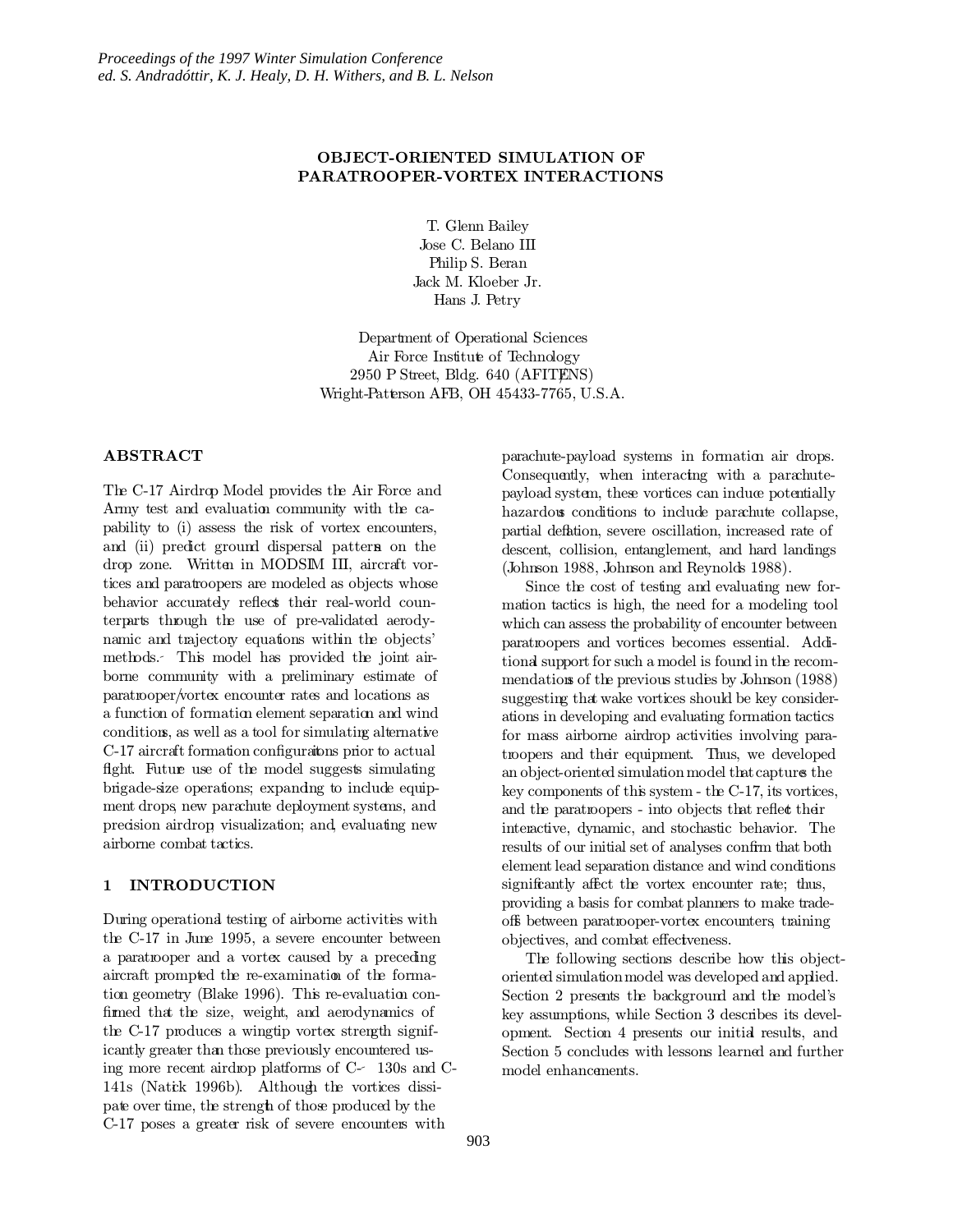# OBJECT-ORIENTED SIMULATION OF PARATROOPER-VORTEX INTERACTIONS

T. Glenn Bailey
Jose C. Belano III
Philip S. Beran
Jack M. Kloeber Jr.
Hans J. Petry

Department of Operational Sciences
Air Force Institute of Technology
2950 P Street, Bldg. 640 (AFIT/ENS)
Wright-Patterson AFB, OH 45433-7765, U.S.A.

## ABSTRACT

The C-17 Airdrop Model provides the Air Force and Army test and evaluation community with the capability to (i) assess the risk of vortex encounters, and (ii) predict ground dispersal patterns on the drop zone. Written in MODSIM III, aircraft vortices and paratroopers are modeled as objects whose behavior accurately reflects their real-world counterparts through the use of pre-validated aerodynamic and trajectory equations within the objects' methods. This model has provided the joint airborne community with a preliminary estimate of paratrooper/vortex encounter rates and locations as a function of formation element separation and wind conditions, as well as a tool for simulating alternative C-17 aircraft formation configuraitons prior to actual flight. Future use of the model suggests simulating brigade-size operations; expanding to include equipment drops, new parachute deployment systems, and precision airdrop visualization; and, evaluating new airborne combat tactics.

## 1 INTRODUCTION

During operational testing of airborne activities with the C-17 in June 1995, a severe encounter between a paratrooper and a vortex caused by a preceding aircraft prompted the re-examination of the formation geometry (Blake 1996). This re-evaluation confirmed that the size, weight, and aerodynamics of the C-17 produces a wingtip vortex strength significantly greater than those previously encountered using more recent airdrop platforms of C-130s and C-141s (Natick 1996b). Although the vortices dissipate over time, the strength of those produced by the C-17 poses a greater risk of severe encounters with parachute-payload systems in formation air drops. Consequently, when interacting with a parachute-payload system, these vortices can induce potentially hazardous conditions to include parachute collapse, partial deflation, severe oscillation, increased rate of descent, collision, entanglement, and hard landings (Johnson 1988, Johnson and Reynolds 1988).

Since the cost of testing and evaluating new formation tactics is high, the need for a modeling tool which can assess the probability of encounter between paratroopers and vortices becomes essential. Additional support for such a model is found in the recommendations of the previous studies by Johnson (1988) suggesting that wake vortices should be key considerations in developing and evaluating formation tactics for mass airborne airdrop activities involving paratroopers and their equipment. Thus, we developed an object-oriented simulation model that captures the key components of this system - the C-17, its vortices, and the paratroopers - into objects that reflect their interactive, dynamic, and stochastic behavior. The results of our initial set of analyses confirm that both element lead separation distance and wind conditions significantly affect the vortex encounter rate; thus, providing a basis for combat planners to make trade-offs between paratrooper-vortex encounters, training objectives, and combat effectiveness.

The following sections describe how this object-oriented simulation model was developed and applied. Section 2 presents the background and the model's key assumptions, while Section 3 describes its development. Section 4 presents our initial results, and Section 5 concludes with lessons learned and further model enhancements.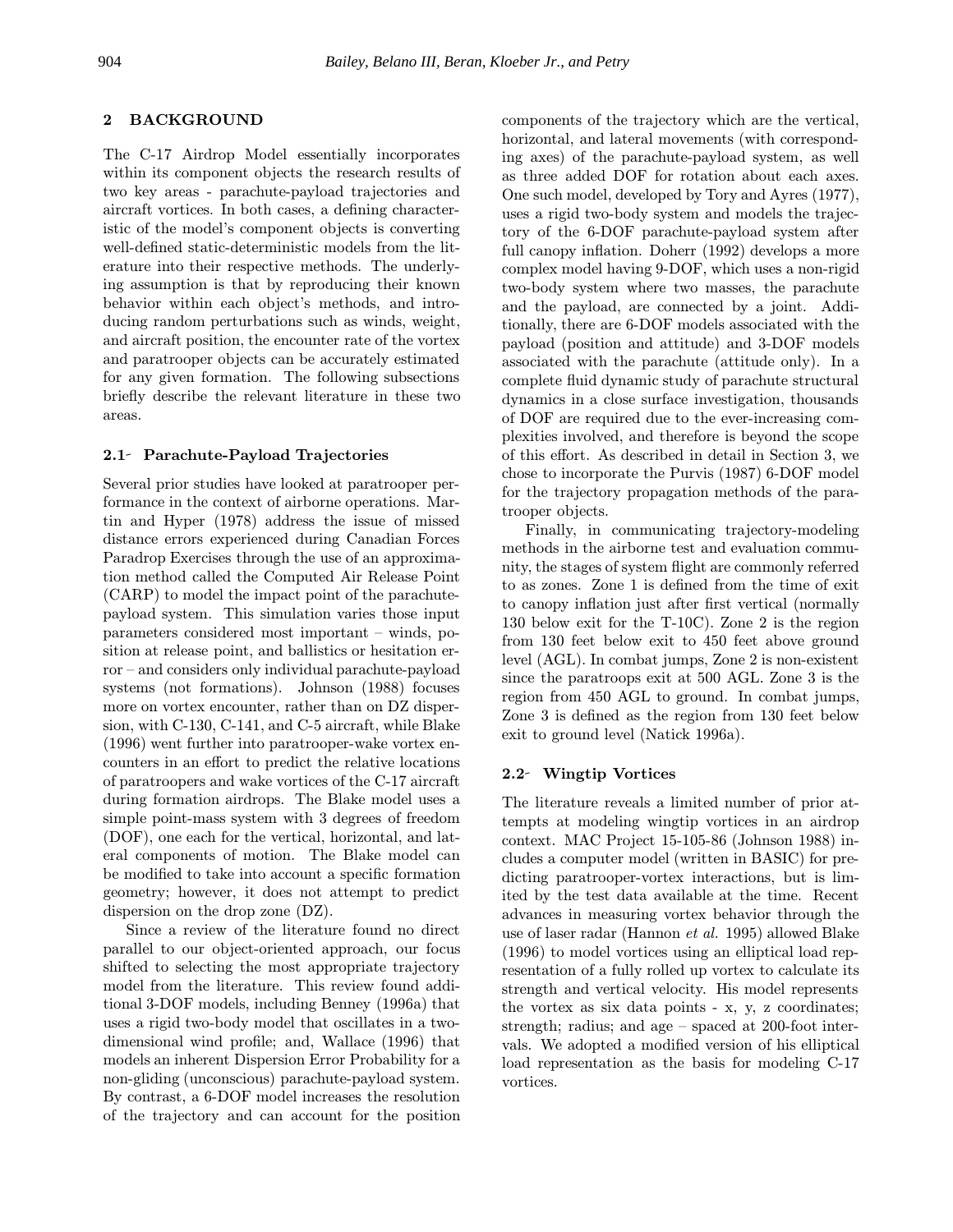## 2 BACKGROUND

The C-17 Airdrop Model essentially incorporates within its component objects the research results of two key areas - parachute-payload trajectories and aircraft vortices. In both cases, a defining characteristic of the model's component objects is converting well-defined static-deterministic models from the literature into their respective methods. The underlying assumption is that by reproducing their known behavior within each object's methods, and introducing random perturbations such as winds, weight, and aircraft position, the encounter rate of the vortex and paratrooper objects can be accurately estimated for any given formation. The following subsections briefly describe the relevant literature in these two areas.

### 2.1 Parachute-Payload Trajectories

Several prior studies have looked at paratrooper performance in the context of airborne operations. Martin and Hyper (1978) address the issue of missed distance errors experienced during Canadian Forces Paradrop Exercises through the use of an approximation method called the Computed Air Release Point (CARP) to model the impact point of the parachute-payload system. This simulation varies those input parameters considered most important – winds, position at release point, and ballistics or hesitation error – and considers only individual parachute-payload systems (not formations). Johnson (1988) focuses more on vortex encounter, rather than on DZ dispersion, with C-130, C-141, and C-5 aircraft, while Blake (1996) went further into paratrooper-wake vortex encounters in an effort to predict the relative locations of paratroopers and wake vortices of the C-17 aircraft during formation airdrops. The Blake model uses a simple point-mass system with 3 degrees of freedom (DOF), one each for the vertical, horizontal, and lateral components of motion. The Blake model can be modified to take into account a specific formation geometry; however, it does not attempt to predict dispersion on the drop zone (DZ).

Since a review of the literature found no direct parallel to our object-oriented approach, our focus shifted to selecting the most appropriate trajectory model from the literature. This review found additional 3-DOF models, including Benney (1996a) that uses a rigid two-body model that oscillates in a two-dimensional wind profile; and, Wallace (1996) that models an inherent Dispersion Error Probability for a non-gliding (unconscious) parachute-payload system. By contrast, a 6-DOF model increases the resolution of the trajectory and can account for the position components of the trajectory which are the vertical, horizontal, and lateral movements (with corresponding axes) of the parachute-payload system, as well as three added DOF for rotation about each axes. One such model, developed by Tory and Ayres (1977), uses a rigid two-body system and models the trajectory of the 6-DOF parachute-payload system after full canopy inflation. Doherr (1992) develops a more complex model having 9-DOF, which uses a non-rigid two-body system where two masses, the parachute and the payload, are connected by a joint. Additionally, there are 6-DOF models associated with the payload (position and attitude) and 3-DOF models associated with the parachute (attitude only). In a complete fluid dynamic study of parachute structural dynamics in a close surface investigation, thousands of DOF are required due to the ever-increasing complexities involved, and therefore is beyond the scope of this effort. As described in detail in Section 3, we chose to incorporate the Purvis (1987) 6-DOF model for the trajectory propagation methods of the paratrooper objects.

Finally, in communicating trajectory-modeling methods in the airborne test and evaluation community, the stages of system flight are commonly referred to as zones. Zone 1 is defined from the time of exit to canopy inflation just after first vertical (normally 130 below exit for the T-10C). Zone 2 is the region from 130 feet below exit to 450 feet above ground level (AGL). In combat jumps, Zone 2 is non-existent since the paratroops exit at 500 AGL. Zone 3 is the region from 450 AGL to ground. In combat jumps, Zone 3 is defined as the region from 130 feet below exit to ground level (Natick 1996a).

### 2.2 Wingtip Vortices

The literature reveals a limited number of prior attempts at modeling wingtip vortices in an airdrop context. MAC Project 15-105-86 (Johnson 1988) includes a computer model (written in BASIC) for predicting paratrooper-vortex interactions, but is limited by the test data available at the time. Recent advances in measuring vortex behavior through the use of laser radar (Hannon *et al.* 1995) allowed Blake (1996) to model vortices using an elliptical load representation of a fully rolled up vortex to calculate its strength and vertical velocity. His model represents the vortex as six data points - x, y, z coordinates; strength; radius; and age – spaced at 200-foot intervals. We adopted a modified version of his elliptical load representation as the basis for modeling C-17 vortices.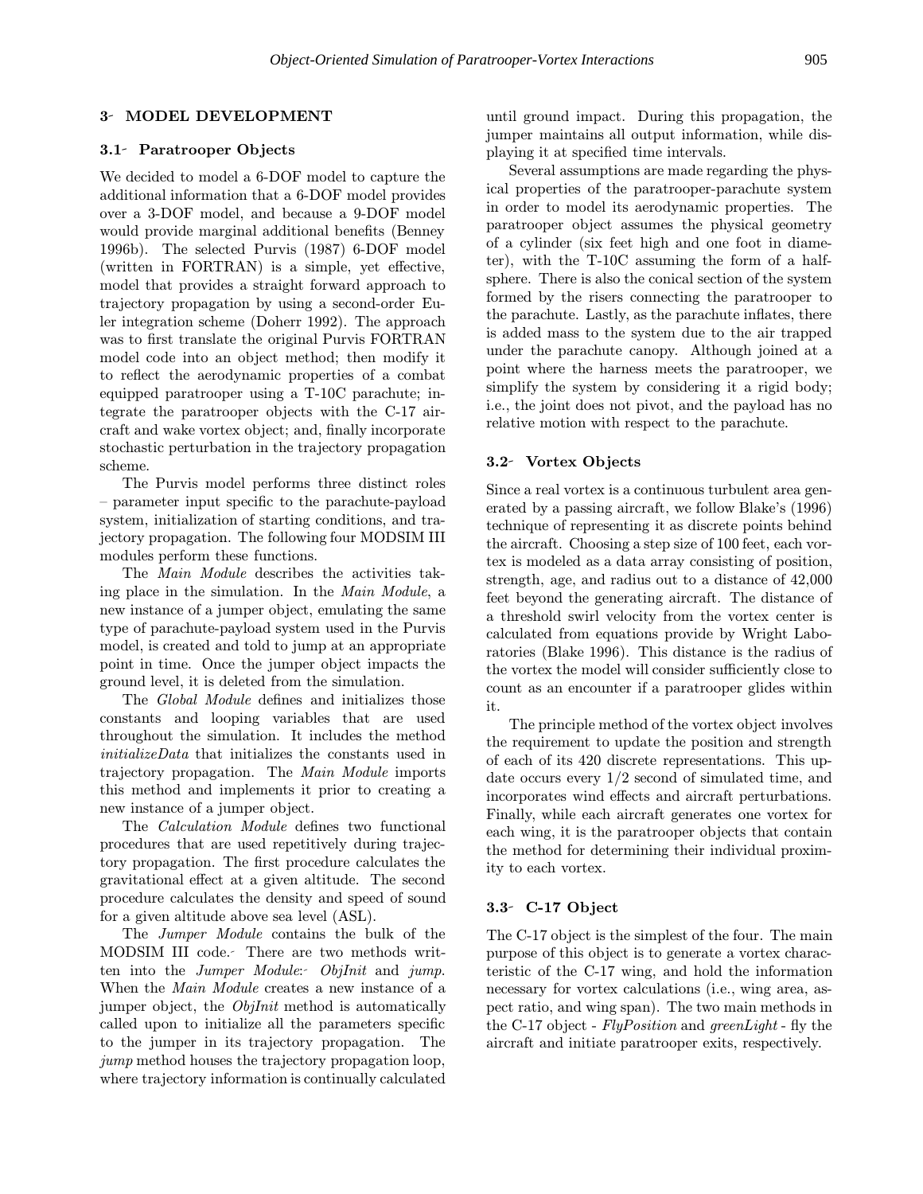## 3 MODEL DEVELOPMENT

### 3.1 Paratrooper Objects

We decided to model a 6-DOF model to capture the additional information that a 6-DOF model provides over a 3-DOF model, and because a 9-DOF model would provide marginal additional benefits (Benney 1996b). The selected Purvis (1987) 6-DOF model (written in FORTRAN) is a simple, yet effective, model that provides a straight forward approach to trajectory propagation by using a second-order Euler integration scheme (Doherr 1992). The approach was to first translate the original Purvis FORTRAN model code into an object method; then modify it to reflect the aerodynamic properties of a combat equipped paratrooper using a T-10C parachute; integrate the paratrooper objects with the C-17 aircraft and wake vortex object; and, finally incorporate stochastic perturbation in the trajectory propagation scheme.

The Purvis model performs three distinct roles – parameter input specific to the parachute-payload system, initialization of starting conditions, and trajectory propagation. The following four MODSIM III modules perform these functions.

The *Main Module* describes the activities taking place in the simulation. In the *Main Module*, a new instance of a jumper object, emulating the same type of parachute-payload system used in the Purvis model, is created and told to jump at an appropriate point in time. Once the jumper object impacts the ground level, it is deleted from the simulation.

The *Global Module* defines and initializes those constants and looping variables that are used throughout the simulation. It includes the method *initializeData* that initializes the constants used in trajectory propagation. The *Main Module* imports this method and implements it prior to creating a new instance of a jumper object.

The *Calculation Module* defines two functional procedures that are used repetitively during trajectory propagation. The first procedure calculates the gravitational effect at a given altitude. The second procedure calculates the density and speed of sound for a given altitude above sea level (ASL).

The *Jumper Module* contains the bulk of the MODSIM III code. There are two methods written into the *Jumper Module*: *ObjInit* and *jump*. When the *Main Module* creates a new instance of a jumper object, the *ObjInit* method is automatically called upon to initialize all the parameters specific to the jumper in its trajectory propagation. The *jump* method houses the trajectory propagation loop, where trajectory information is continually calculated until ground impact. During this propagation, the jumper maintains all output information, while displaying it at specified time intervals.

Several assumptions are made regarding the physical properties of the paratrooper-parachute system in order to model its aerodynamic properties. The paratrooper object assumes the physical geometry of a cylinder (six feet high and one foot in diameter), with the T-10C assuming the form of a half-sphere. There is also the conical section of the system formed by the risers connecting the paratrooper to the parachute. Lastly, as the parachute inflates, there is added mass to the system due to the air trapped under the parachute canopy. Although joined at a point where the harness meets the paratrooper, we simplify the system by considering it a rigid body; i.e., the joint does not pivot, and the payload has no relative motion with respect to the parachute.

### 3.2 Vortex Objects

Since a real vortex is a continuous turbulent area generated by a passing aircraft, we follow Blake's (1996) technique of representing it as discrete points behind the aircraft. Choosing a step size of 100 feet, each vortex is modeled as a data array consisting of position, strength, age, and radius out to a distance of 42,000 feet beyond the generating aircraft. The distance of a threshold swirl velocity from the vortex center is calculated from equations provide by Wright Laboratories (Blake 1996). This distance is the radius of the vortex the model will consider sufficiently close to count as an encounter if a paratrooper glides within it.

The principle method of the vortex object involves the requirement to update the position and strength of each of its 420 discrete representations. This update occurs every 1/2 second of simulated time, and incorporates wind effects and aircraft perturbations. Finally, while each aircraft generates one vortex for each wing, it is the paratrooper objects that contain the method for determining their individual proximity to each vortex.

### 3.3 C-17 Object

The C-17 object is the simplest of the four. The main purpose of this object is to generate a vortex characteristic of the C-17 wing, and hold the information necessary for vortex calculations (i.e., wing area, aspect ratio, and wing span). The two main methods in the C-17 object - *FlyPosition* and *greenLight* - fly the aircraft and initiate paratrooper exits, respectively.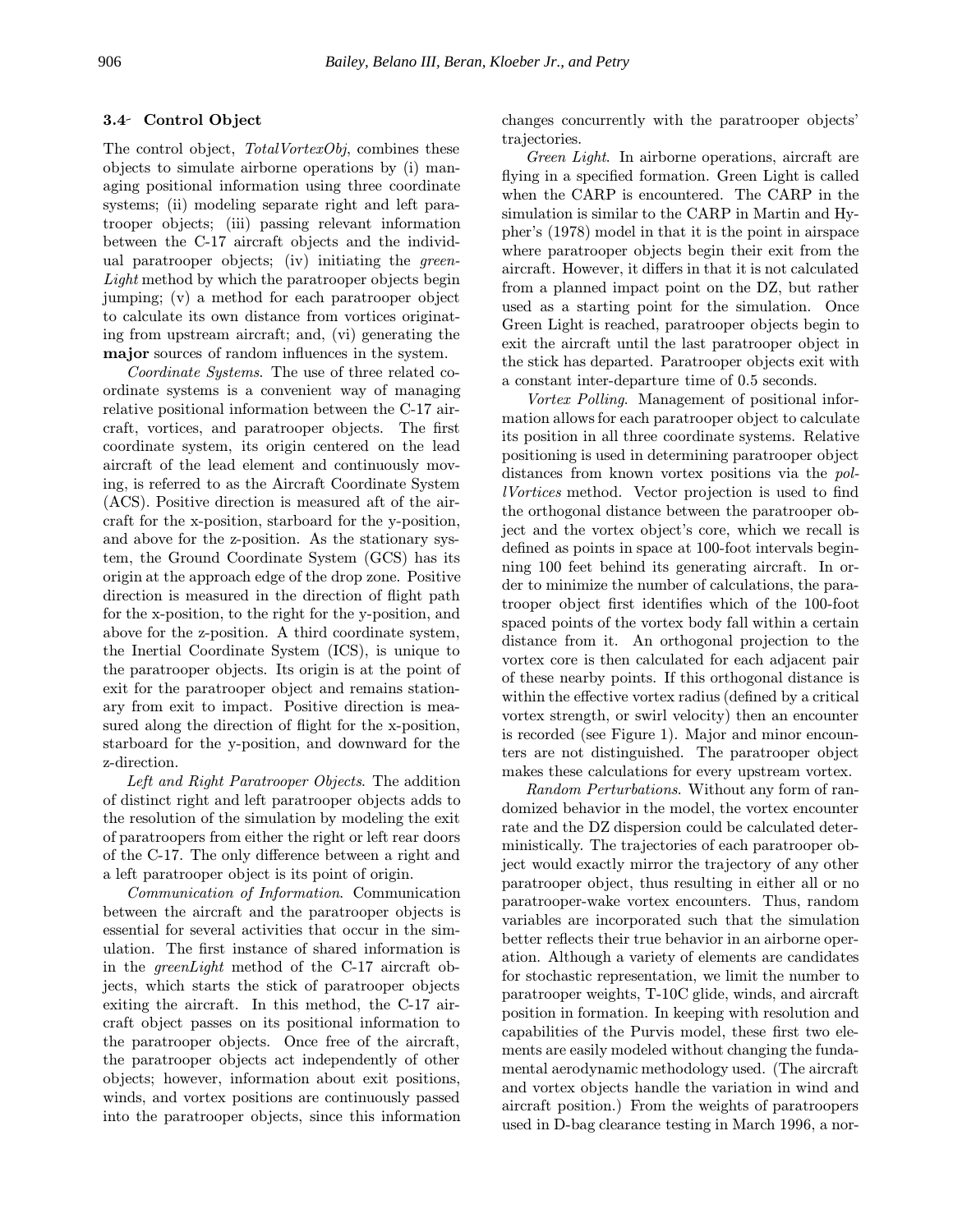### 3.4 Control Object

The control object, *TotalVortexObj*, combines these objects to simulate airborne operations by (i) managing positional information using three coordinate systems; (ii) modeling separate right and left paratrooper objects; (iii) passing relevant information between the C-17 aircraft objects and the individual paratrooper objects; (iv) initiating the *greenLight* method by which the paratrooper objects begin jumping; (v) a method for each paratrooper object to calculate its own distance from vortices originating from upstream aircraft; and, (vi) generating the **major** sources of random influences in the system.

*Coordinate Systems*. The use of three related coordinate systems is a convenient way of managing relative positional information between the C-17 aircraft, vortices, and paratrooper objects. The first coordinate system, its origin centered on the lead aircraft of the lead element and continuously moving, is referred to as the Aircraft Coordinate System (ACS). Positive direction is measured aft of the aircraft for the x-position, starboard for the y-position, and above for the z-position. As the stationary system, the Ground Coordinate System (GCS) has its origin at the approach edge of the drop zone. Positive direction is measured in the direction of flight path for the x-position, to the right for the y-position, and above for the z-position. A third coordinate system, the Inertial Coordinate System (ICS), is unique to the paratrooper objects. Its origin is at the point of exit for the paratrooper object and remains stationary from exit to impact. Positive direction is measured along the direction of flight for the x-position, starboard for the y-position, and downward for the z-direction.

*Left and Right Paratrooper Objects*. The addition of distinct right and left paratrooper objects adds to the resolution of the simulation by modeling the exit of paratroopers from either the right or left rear doors of the C-17. The only difference between a right and a left paratrooper object is its point of origin.

*Communication of Information*. Communication between the aircraft and the paratrooper objects is essential for several activities that occur in the simulation. The first instance of shared information is in the *greenLight* method of the C-17 aircraft objects, which starts the stick of paratrooper objects exiting the aircraft. In this method, the C-17 aircraft object passes on its positional information to the paratrooper objects. Once free of the aircraft, the paratrooper objects act independently of other objects; however, information about exit positions, winds, and vortex positions are continuously passed into the paratrooper objects, since this information changes concurrently with the paratrooper objects' trajectories.

*Green Light*. In airborne operations, aircraft are flying in a specified formation. Green Light is called when the CARP is encountered. The CARP in the simulation is similar to the CARP in Martin and Hypher's (1978) model in that it is the point in airspace where paratrooper objects begin their exit from the aircraft. However, it differs in that it is not calculated from a planned impact point on the DZ, but rather used as a starting point for the simulation. Once Green Light is reached, paratrooper objects begin to exit the aircraft until the last paratrooper object in the stick has departed. Paratrooper objects exit with a constant inter-departure time of 0.5 seconds.

*Vortex Polling*. Management of positional information allows for each paratrooper object to calculate its position in all three coordinate systems. Relative positioning is used in determining paratrooper object distances from known vortex positions via the *pollVortices* method. Vector projection is used to find the orthogonal distance between the paratrooper object and the vortex object's core, which we recall is defined as points in space at 100-foot intervals beginning 100 feet behind its generating aircraft. In order to minimize the number of calculations, the paratrooper object first identifies which of the 100-foot spaced points of the vortex body fall within a certain distance from it. An orthogonal projection to the vortex core is then calculated for each adjacent pair of these nearby points. If this orthogonal distance is within the effective vortex radius (defined by a critical vortex strength, or swirl velocity) then an encounter is recorded (see Figure 1). Major and minor encounters are not distinguished. The paratrooper object makes these calculations for every upstream vortex.

*Random Perturbations*. Without any form of randomized behavior in the model, the vortex encounter rate and the DZ dispersion could be calculated deterministically. The trajectories of each paratrooper object would exactly mirror the trajectory of any other paratrooper object, thus resulting in either all or no paratrooper-wake vortex encounters. Thus, random variables are incorporated such that the simulation better reflects their true behavior in an airborne operation. Although a variety of elements are candidates for stochastic representation, we limit the number to paratrooper weights, T-10C glide, winds, and aircraft position in formation. In keeping with resolution and capabilities of the Purvis model, these first two elements are easily modeled without changing the fundamental aerodynamic methodology used. (The aircraft and vortex objects handle the variation in wind and aircraft position.) From the weights of paratroopers used in D-bag clearance testing in March 1996, a nor-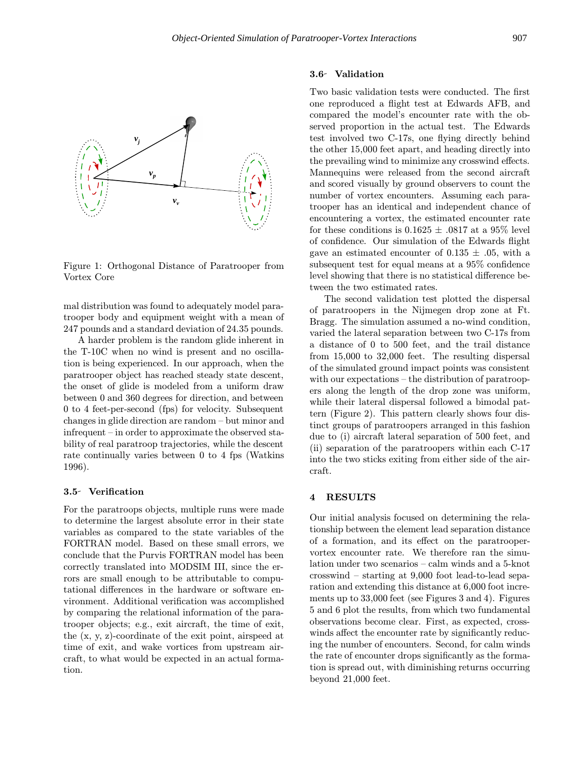Figure 1: Orthogonal Distance of Paratrooper from Vortex Core

mal distribution was found to adequately model paratrooper body and equipment weight with a mean of 247 pounds and a standard deviation of 24.35 pounds.

A harder problem is the random glide inherent in the T-10C when no wind is present and no oscillation is being experienced. In our approach, when the paratrooper object has reached steady state descent, the onset of glide is modeled from a uniform draw between 0 and 360 degrees for direction, and between 0 to 4 feet-per-second (fps) for velocity. Subsequent changes in glide direction are random – but minor and infrequent – in order to approximate the observed stability of real paratroop trajectories, while the descent rate continually varies between 0 to 4 fps (Watkins 1996).

### 3.5- Verification

For the paratroops objects, multiple runs were made to determine the largest absolute error in their state variables as compared to the state variables of the FORTRAN model. Based on these small errors, we conclude that the Purvis FORTRAN model has been correctly translated into MODSIM III, since the errors are small enough to be attributable to computational differences in the hardware or software environment. Additional verification was accomplished by comparing the relational information of the paratrooper objects; e.g., exit aircraft, the time of exit, the (x, y, z)-coordinate of the exit point, airspeed at time of exit, and wake vortices from upstream aircraft, to what would be expected in an actual formation.

### 3.6- Validation

Two basic validation tests were conducted. The first one reproduced a flight test at Edwards AFB, and compared the model's encounter rate with the observed proportion in the actual test. The Edwards test involved two C-17s, one flying directly behind the other 15,000 feet apart, and heading directly into the prevailing wind to minimize any crosswind effects. Mannequins were released from the second aircraft and scored visually by ground observers to count the number of vortex encounters. Assuming each paratrooper has an identical and independent chance of encountering a vortex, the estimated encounter rate for these conditions is $0.1625 \pm .0817$ at a 95% level of confidence. Our simulation of the Edwards flight gave an estimated encounter of $0.135 \pm .05$, with a subsequent test for equal means at a 95% confidence level showing that there is no statistical difference between the two estimated rates.

The second validation test plotted the dispersal of paratroopers in the Nijmegen drop zone at Ft. Bragg. The simulation assumed a no-wind condition, varied the lateral separation between two C-17s from a distance of 0 to 500 feet, and the trail distance from 15,000 to 32,000 feet. The resulting dispersal of the simulated ground impact points was consistent with our expectations – the distribution of paratroopers along the length of the drop zone was uniform, while their lateral dispersal followed a bimodal pattern (Figure 2). This pattern clearly shows four distinct groups of paratroopers arranged in this fashion due to (i) aircraft lateral separation of 500 feet, and (ii) separation of the paratroopers within each C-17 into the two sticks exiting from either side of the aircraft.

## 4 RESULTS

Our initial analysis focused on determining the relationship between the element lead separation distance of a formation, and its effect on the paratrooper-vortex encounter rate. We therefore ran the simulation under two scenarios – calm winds and a 5-knot crosswind – starting at 9,000 foot lead-to-lead separation and extending this distance at 6,000 foot increments up to 33,000 feet (see Figures 3 and 4). Figures 5 and 6 plot the results, from which two fundamental observations become clear. First, as expected, crosswinds affect the encounter rate by significantly reducing the number of encounters. Second, for calm winds the rate of encounter drops significantly as the formation is spread out, with diminishing returns occurring beyond 21,000 feet.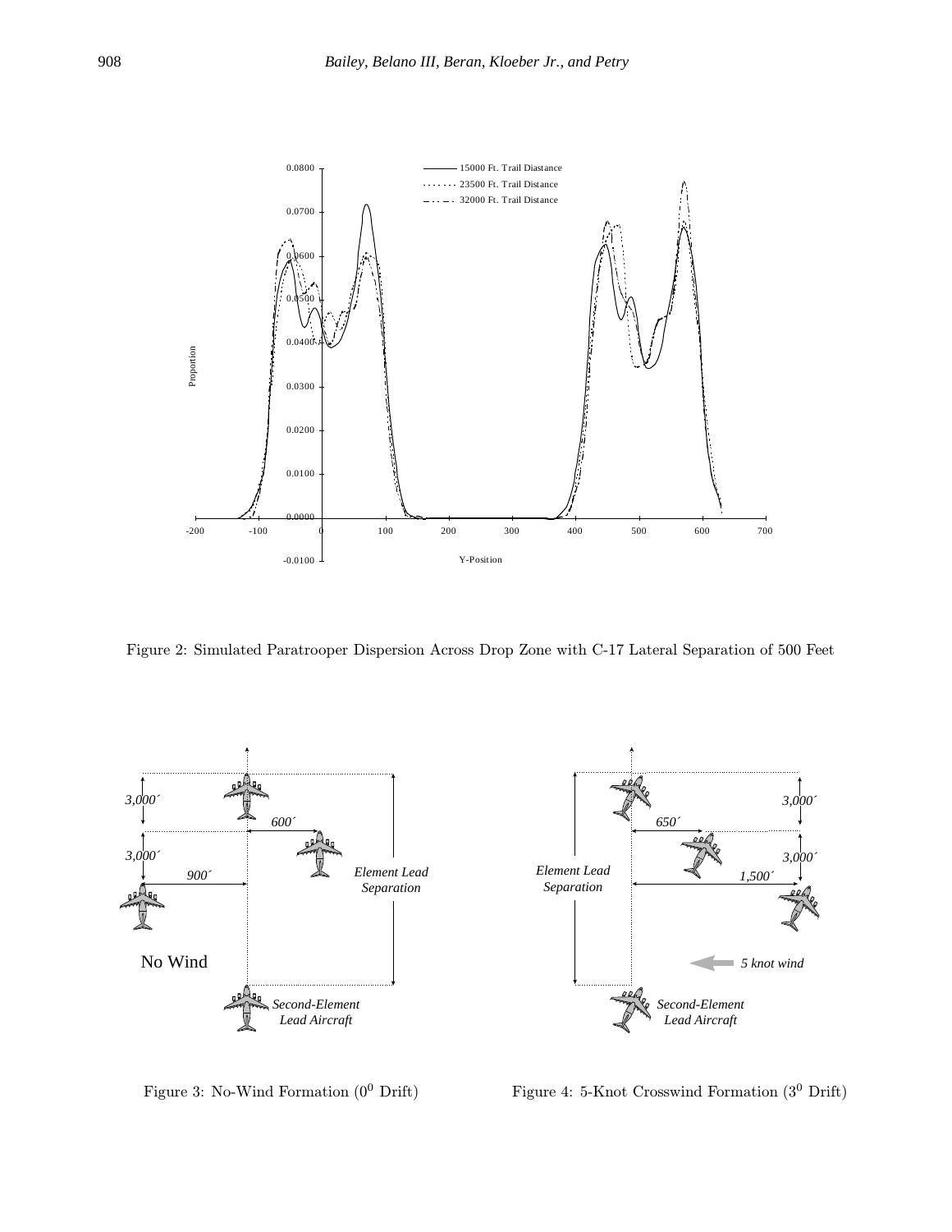Figure 2: Simulated Paratrooper Dispersion Across Drop Zone with C-17 Lateral Separation of 500 Feet

Figure 3: No-Wind Formation ($0^0$ Drift)

Figure 4: 5-Knot Crosswind Formation ($3^0$ Drift)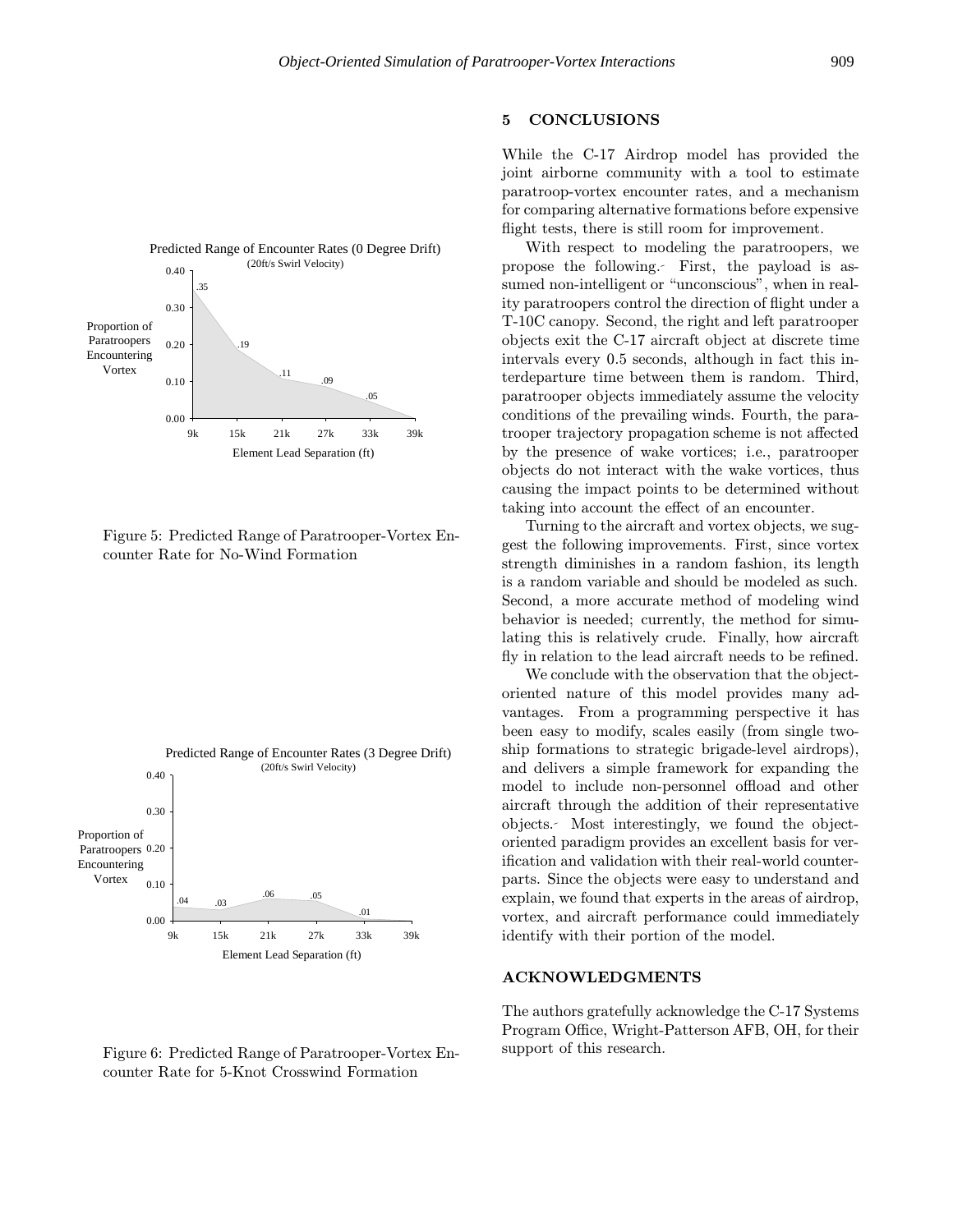Figure 5: Predicted Range of Paratrooper-Vortex Encounter Rate for No-Wind Formation

Figure 6: Predicted Range of Paratrooper-Vortex Encounter Rate for 5-Knot Crosswind Formation

## 5 CONCLUSIONS

While the C-17 Airdrop model has provided the joint airborne community with a tool to estimate paratroop-vortex encounter rates, and a mechanism for comparing alternative formations before expensive flight tests, there is still room for improvement.

With respect to modeling the paratroopers, we propose the following. First, the payload is assumed non-intelligent or "unconscious", when in reality paratroopers control the direction of flight under a T-10C canopy. Second, the right and left paratrooper objects exit the C-17 aircraft object at discrete time intervals every 0.5 seconds, although in fact this interdeparture time between them is random. Third, paratrooper objects immediately assume the velocity conditions of the prevailing winds. Fourth, the paratrooper trajectory propagation scheme is not affected by the presence of wake vortices; i.e., paratrooper objects do not interact with the wake vortices, thus causing the impact points to be determined without taking into account the effect of an encounter.

Turning to the aircraft and vortex objects, we suggest the following improvements. First, since vortex strength diminishes in a random fashion, its length is a random variable and should be modeled as such. Second, a more accurate method of modeling wind behavior is needed; currently, the method for simulating this is relatively crude. Finally, how aircraft fly in relation to the lead aircraft needs to be refined.

We conclude with the observation that the object-oriented nature of this model provides many advantages. From a programming perspective it has been easy to modify, scales easily (from single two-ship formations to strategic brigade-level airdrops), and delivers a simple framework for expanding the model to include non-personnel offload and other aircraft through the addition of their representative objects. Most interestingly, we found the object-oriented paradigm provides an excellent basis for verification and validation with their real-world counterparts. Since the objects were easy to understand and explain, we found that experts in the areas of airdrop, vortex, and aircraft performance could immediately identify with their portion of the model.

## ACKNOWLEDGMENTS

The authors gratefully acknowledge the C-17 Systems Program Office, Wright-Patterson AFB, OH, for their support of this research.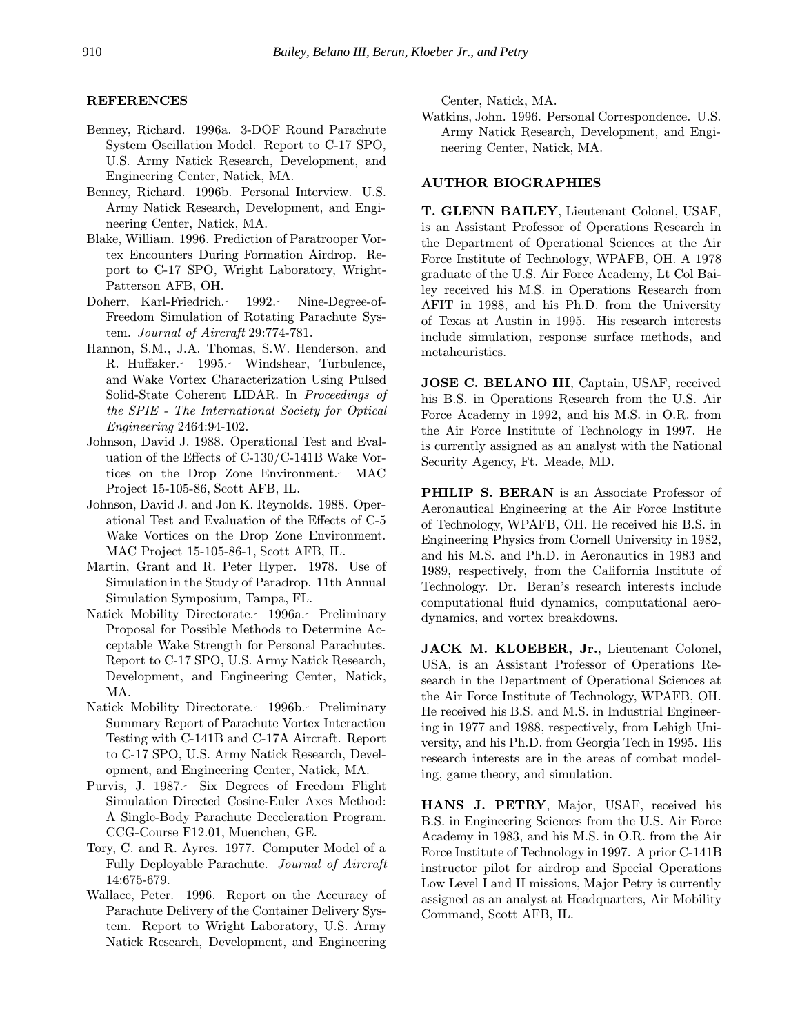## REFERENCES

Benney, Richard. 1996a. 3-DOF Round Parachute System Oscillation Model. Report to C-17 SPO, U.S. Army Natick Research, Development, and Engineering Center, Natick, MA.

Benney, Richard. 1996b. Personal Interview. U.S. Army Natick Research, Development, and Engineering Center, Natick, MA.

Blake, William. 1996. Prediction of Paratrooper Vortex Encounters During Formation Airdrop. Report to C-17 SPO, Wright Laboratory, Wright-Patterson AFB, OH.

Doherr, Karl-Friedrich. 1992. Nine-Degree-of-Freedom Simulation of Rotating Parachute System. *Journal of Aircraft* 29:774-781.

Hannon, S.M., J.A. Thomas, S.W. Henderson, and R. Huffaker. 1995. Windshear, Turbulence, and Wake Vortex Characterization Using Pulsed Solid-State Coherent LIDAR. In *Proceedings of the SPIE - The International Society for Optical Engineering* 2464:94-102.

Johnson, David J. 1988. Operational Test and Evaluation of the Effects of C-130/C-141B Wake Vortices on the Drop Zone Environment. MAC Project 15-105-86, Scott AFB, IL.

Johnson, David J. and Jon K. Reynolds. 1988. Operational Test and Evaluation of the Effects of C-5 Wake Vortices on the Drop Zone Environment. MAC Project 15-105-86-1, Scott AFB, IL.

Martin, Grant and R. Peter Hyper. 1978. Use of Simulation in the Study of Paradrop. 11th Annual Simulation Symposium, Tampa, FL.

Natick Mobility Directorate. 1996a. Preliminary Proposal for Possible Methods to Determine Acceptable Wake Strength for Personal Parachutes. Report to C-17 SPO, U.S. Army Natick Research, Development, and Engineering Center, Natick, MA.

Natick Mobility Directorate. 1996b. Preliminary Summary Report of Parachute Vortex Interaction Testing with C-141B and C-17A Aircraft. Report to C-17 SPO, U.S. Army Natick Research, Development, and Engineering Center, Natick, MA.

Purvis, J. 1987. Six Degrees of Freedom Flight Simulation Directed Cosine-Euler Axes Method: A Single-Body Parachute Deceleration Program. CCG-Course F12.01, Muenchen, GE.

Tory, C. and R. Ayres. 1977. Computer Model of a Fully Deployable Parachute. *Journal of Aircraft* 14:675-679.

Wallace, Peter. 1996. Report on the Accuracy of Parachute Delivery of the Container Delivery System. Report to Wright Laboratory, U.S. Army Natick Research, Development, and Engineering Center, Natick, MA.

Watkins, John. 1996. Personal Correspondence. U.S. Army Natick Research, Development, and Engineering Center, Natick, MA.

## AUTHOR BIOGRAPHIES

**T. GLENN BAILEY**, Lieutenant Colonel, USAF, is an Assistant Professor of Operations Research in the Department of Operational Sciences at the Air Force Institute of Technology, WPAFB, OH. A 1978 graduate of the U.S. Air Force Academy, Lt Col Bailey received his M.S. in Operations Research from AFIT in 1988, and his Ph.D. from the University of Texas at Austin in 1995. His research interests include simulation, response surface methods, and metaheuristics.

**JOSE C. BELANO III**, Captain, USAF, received his B.S. in Operations Research from the U.S. Air Force Academy in 1992, and his M.S. in O.R. from the Air Force Institute of Technology in 1997. He is currently assigned as an analyst with the National Security Agency, Ft. Meade, MD.

**PHILIP S. BERAN** is an Associate Professor of Aeronautical Engineering at the Air Force Institute of Technology, WPAFB, OH. He received his B.S. in Engineering Physics from Cornell University in 1982, and his M.S. and Ph.D. in Aeronautics in 1983 and 1989, respectively, from the California Institute of Technology. Dr. Beran's research interests include computational fluid dynamics, computational aerodynamics, and vortex breakdowns.

**JACK M. KLOEBER, Jr.**, Lieutenant Colonel, USA, is an Assistant Professor of Operations Research in the Department of Operational Sciences at the Air Force Institute of Technology, WPAFB, OH. He received his B.S. and M.S. in Industrial Engineering in 1977 and 1988, respectively, from Lehigh University, and his Ph.D. from Georgia Tech in 1995. His research interests are in the areas of combat modeling, game theory, and simulation.

**HANS J. PETRY**, Major, USAF, received his B.S. in Engineering Sciences from the U.S. Air Force Academy in 1983, and his M.S. in O.R. from the Air Force Institute of Technology in 1997. A prior C-141B instructor pilot for airdrop and Special Operations Low Level I and II missions, Major Petry is currently assigned as an analyst at Headquarters, Air Mobility Command, Scott AFB, IL.